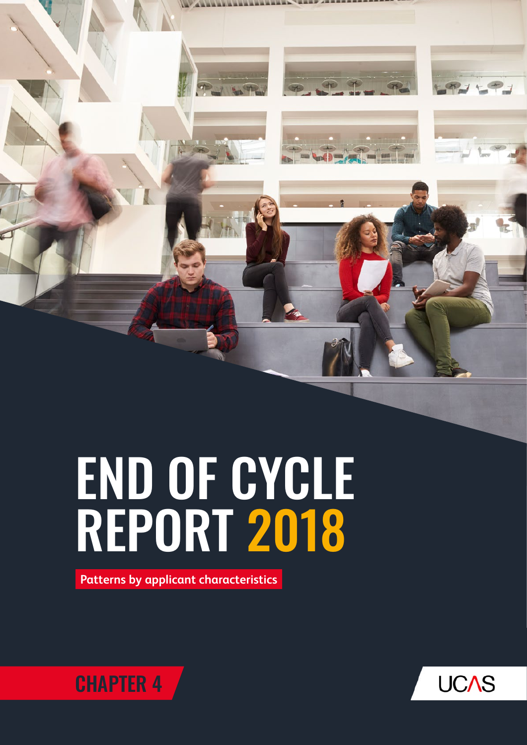# END OF CYCLE REPORT 2018

Patterns by applicant characteristics

CHAPTER 4

UCAS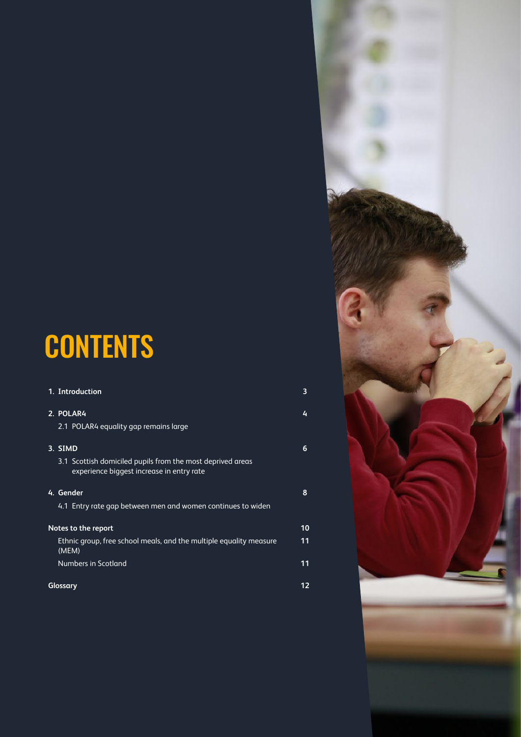# CONTENTS

| | |
|---|---|
| **1. Introduction** | **3** |
| **2. POLAR4** | **4** |
| 2.1 POLAR4 equality gap remains large | |
| **3. SIMD** | **6** |
| 3.1 Scottish domiciled pupils from the most deprived areas experience biggest increase in entry rate | |
| **4. Gender** | **8** |
| 4.1 Entry rate gap between men and women continues to widen | |
| **Notes to the report** | **10** |
| Ethnic group, free school meals, and the multiple equality measure (MEM) | **11** |
| Numbers in Scotland | **11** |
| **Glossary** | **12** |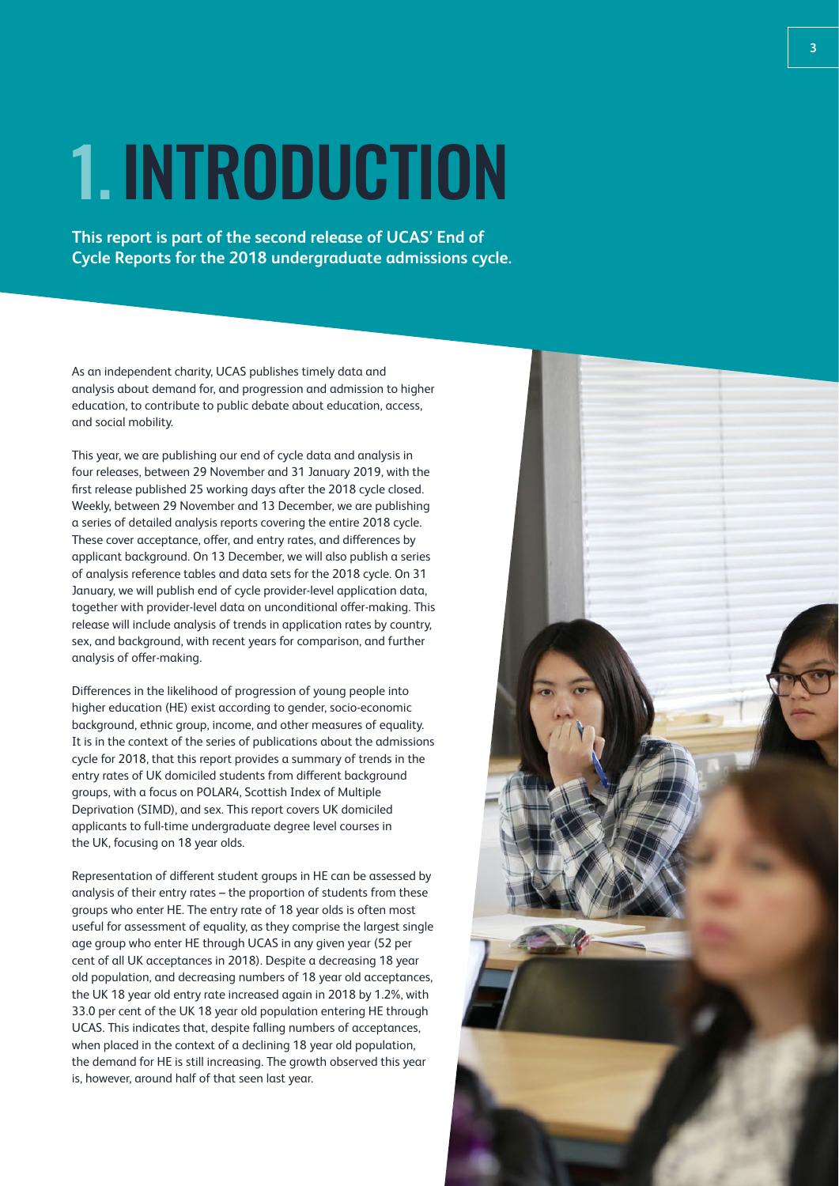# 1. INTRODUCTION

**This report is part of the second release of UCAS' End of Cycle Reports for the 2018 undergraduate admissions cycle.**

As an independent charity, UCAS publishes timely data and analysis about demand for, and progression and admission to higher education, to contribute to public debate about education, access, and social mobility.

This year, we are publishing our end of cycle data and analysis in four releases, between 29 November and 31 January 2019, with the first release published 25 working days after the 2018 cycle closed. Weekly, between 29 November and 13 December, we are publishing a series of detailed analysis reports covering the entire 2018 cycle. These cover acceptance, offer, and entry rates, and differences by applicant background. On 13 December, we will also publish a series of analysis reference tables and data sets for the 2018 cycle. On 31 January, we will publish end of cycle provider-level application data, together with provider-level data on unconditional offer-making. This release will include analysis of trends in application rates by country, sex, and background, with recent years for comparison, and further analysis of offer-making.

Differences in the likelihood of progression of young people into higher education (HE) exist according to gender, socio-economic background, ethnic group, income, and other measures of equality. It is in the context of the series of publications about the admissions cycle for 2018, that this report provides a summary of trends in the entry rates of UK domiciled students from different background groups, with a focus on POLAR4, Scottish Index of Multiple Deprivation (SIMD), and sex. This report covers UK domiciled applicants to full-time undergraduate degree level courses in the UK, focusing on 18 year olds.

Representation of different student groups in HE can be assessed by analysis of their entry rates – the proportion of students from these groups who enter HE. The entry rate of 18 year olds is often most useful for assessment of equality, as they comprise the largest single age group who enter HE through UCAS in any given year (52 per cent of all UK acceptances in 2018). Despite a decreasing 18 year old population, and decreasing numbers of 18 year old acceptances, the UK 18 year old entry rate increased again in 2018 by 1.2%, with 33.0 per cent of the UK 18 year old population entering HE through UCAS. This indicates that, despite falling numbers of acceptances, when placed in the context of a declining 18 year old population, the demand for HE is still increasing. The growth observed this year is, however, around half of that seen last year.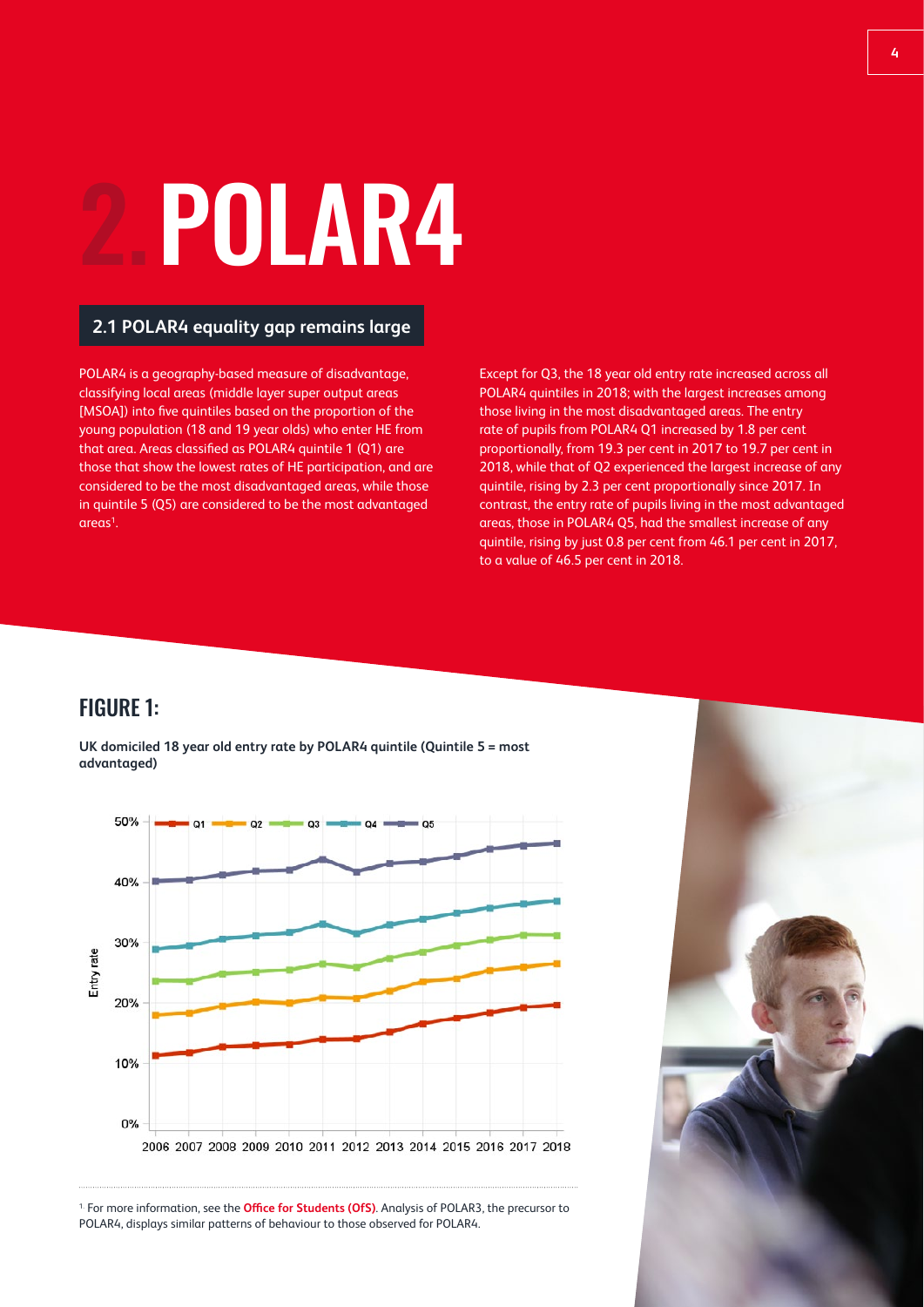# 2. POLAR4

## 2.1 POLAR4 equality gap remains large

POLAR4 is a geography-based measure of disadvantage, classifying local areas (middle layer super output areas [MSOA]) into five quintiles based on the proportion of the young population (18 and 19 year olds) who enter HE from that area. Areas classified as POLAR4 quintile 1 (Q1) are those that show the lowest rates of HE participation, and are considered to be the most disadvantaged areas, while those in quintile 5 (Q5) are considered to be the most advantaged areas[1].

Except for Q3, the 18 year old entry rate increased across all POLAR4 quintiles in 2018; with the largest increases among those living in the most disadvantaged areas. The entry rate of pupils from POLAR4 Q1 increased by 1.8 per cent proportionally, from 19.3 per cent in 2017 to 19.7 per cent in 2018, while that of Q2 experienced the largest increase of any quintile, rising by 2.3 per cent proportionally since 2017. In contrast, the entry rate of pupils living in the most advantaged areas, those in POLAR4 Q5, had the smallest increase of any quintile, rising by just 0.8 per cent from 46.1 per cent in 2017, to a value of 46.5 per cent in 2018.

## FIGURE 1:

**UK domiciled 18 year old entry rate by POLAR4 quintile (Quintile 5 = most advantaged)**

[1] For more information, see the **Office for Students (OfS)**. Analysis of POLAR3, the precursor to POLAR4, displays similar patterns of behaviour to those observed for POLAR4.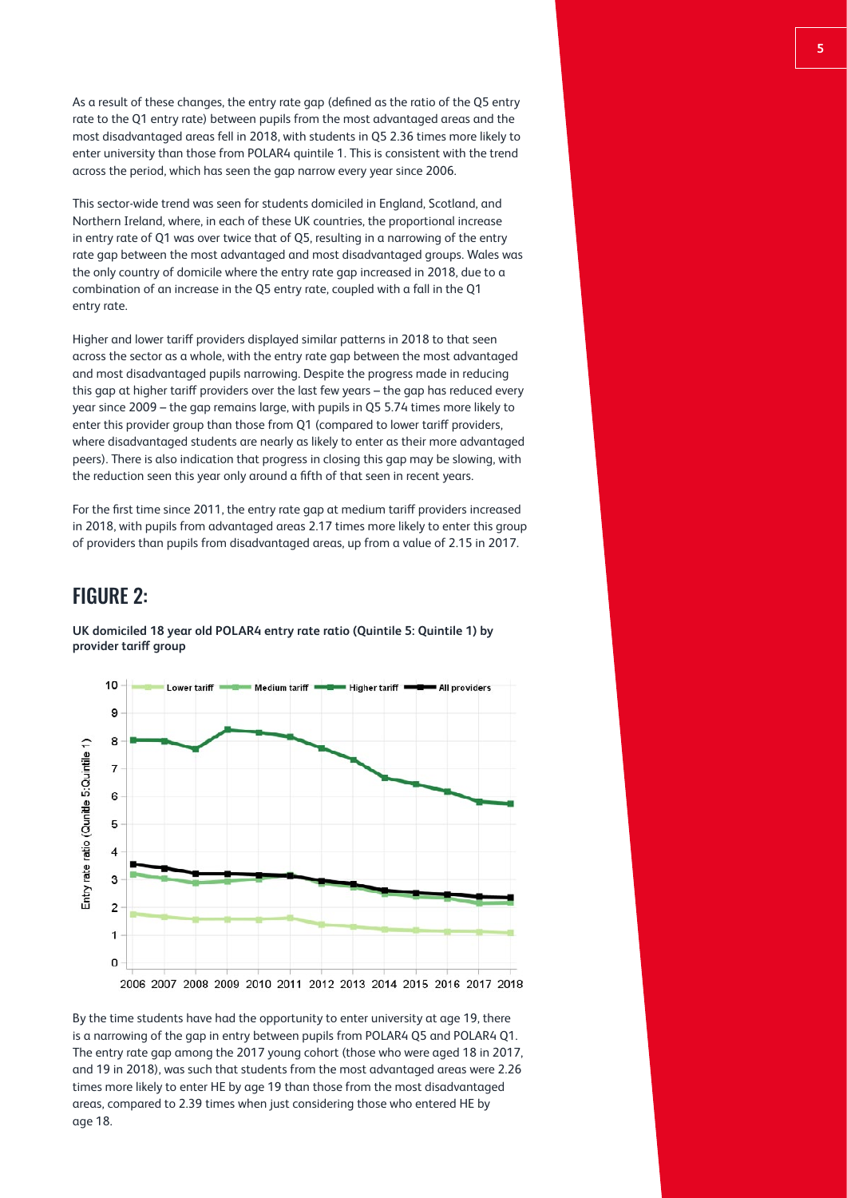As a result of these changes, the entry rate gap (defined as the ratio of the Q5 entry rate to the Q1 entry rate) between pupils from the most advantaged areas and the most disadvantaged areas fell in 2018, with students in Q5 2.36 times more likely to enter university than those from POLAR4 quintile 1. This is consistent with the trend across the period, which has seen the gap narrow every year since 2006.

This sector-wide trend was seen for students domiciled in England, Scotland, and Northern Ireland, where, in each of these UK countries, the proportional increase in entry rate of Q1 was over twice that of Q5, resulting in a narrowing of the entry rate gap between the most advantaged and most disadvantaged groups. Wales was the only country of domicile where the entry rate gap increased in 2018, due to a combination of an increase in the Q5 entry rate, coupled with a fall in the Q1 entry rate.

Higher and lower tariff providers displayed similar patterns in 2018 to that seen across the sector as a whole, with the entry rate gap between the most advantaged and most disadvantaged pupils narrowing. Despite the progress made in reducing this gap at higher tariff providers over the last few years – the gap has reduced every year since 2009 – the gap remains large, with pupils in Q5 5.74 times more likely to enter this provider group than those from Q1 (compared to lower tariff providers, where disadvantaged students are nearly as likely to enter as their more advantaged peers). There is also indication that progress in closing this gap may be slowing, with the reduction seen this year only around a fifth of that seen in recent years.

For the first time since 2011, the entry rate gap at medium tariff providers increased in 2018, with pupils from advantaged areas 2.17 times more likely to enter this group of providers than pupils from disadvantaged areas, up from a value of 2.15 in 2017.

## FIGURE 2:

**UK domiciled 18 year old POLAR4 entry rate ratio (Quintile 5: Quintile 1) by provider tariff group**

By the time students have had the opportunity to enter university at age 19, there is a narrowing of the gap in entry between pupils from POLAR4 Q5 and POLAR4 Q1. The entry rate gap among the 2017 young cohort (those who were aged 18 in 2017, and 19 in 2018), was such that students from the most advantaged areas were 2.26 times more likely to enter HE by age 19 than those from the most disadvantaged areas, compared to 2.39 times when just considering those who entered HE by age 18.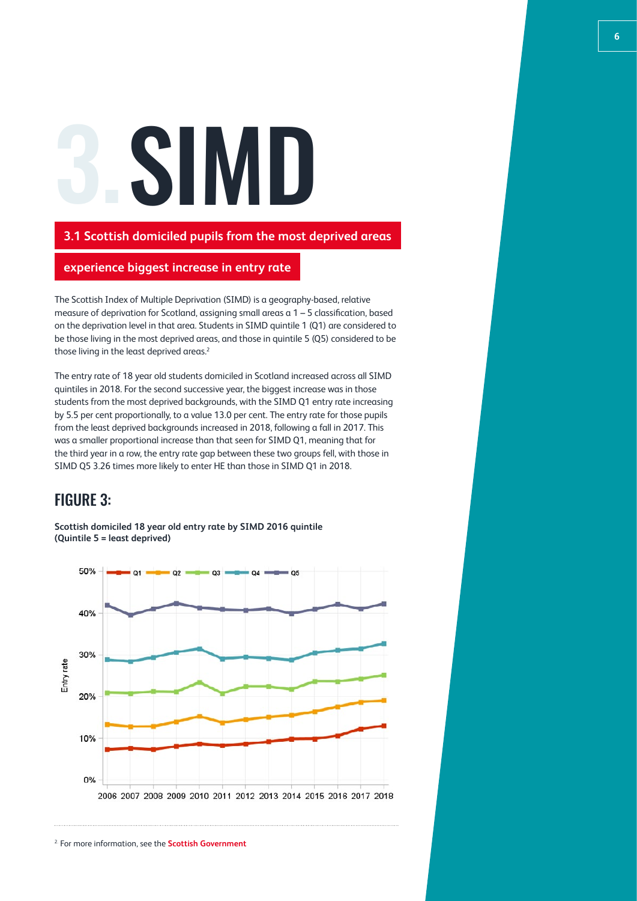# 3. SIMD

## 3.1 Scottish domiciled pupils from the most deprived areas experience biggest increase in entry rate

The Scottish Index of Multiple Deprivation (SIMD) is a geography-based, relative measure of deprivation for Scotland, assigning small areas a 1 – 5 classification, based on the deprivation level in that area. Students in SIMD quintile 1 (Q1) are considered to be those living in the most deprived areas, and those in quintile 5 (Q5) considered to be those living in the least deprived areas.[2]

The entry rate of 18 year old students domiciled in Scotland increased across all SIMD quintiles in 2018. For the second successive year, the biggest increase was in those students from the most deprived backgrounds, with the SIMD Q1 entry rate increasing by 5.5 per cent proportionally, to a value 13.0 per cent. The entry rate for those pupils from the least deprived backgrounds increased in 2018, following a fall in 2017. This was a smaller proportional increase than that seen for SIMD Q1, meaning that for the third year in a row, the entry rate gap between these two groups fell, with those in SIMD Q5 3.26 times more likely to enter HE than those in SIMD Q1 in 2018.

## FIGURE 3:

**Scottish domiciled 18 year old entry rate by SIMD 2016 quintile (Quintile 5 = least deprived)**

[2] For more information, see the **Scottish Government**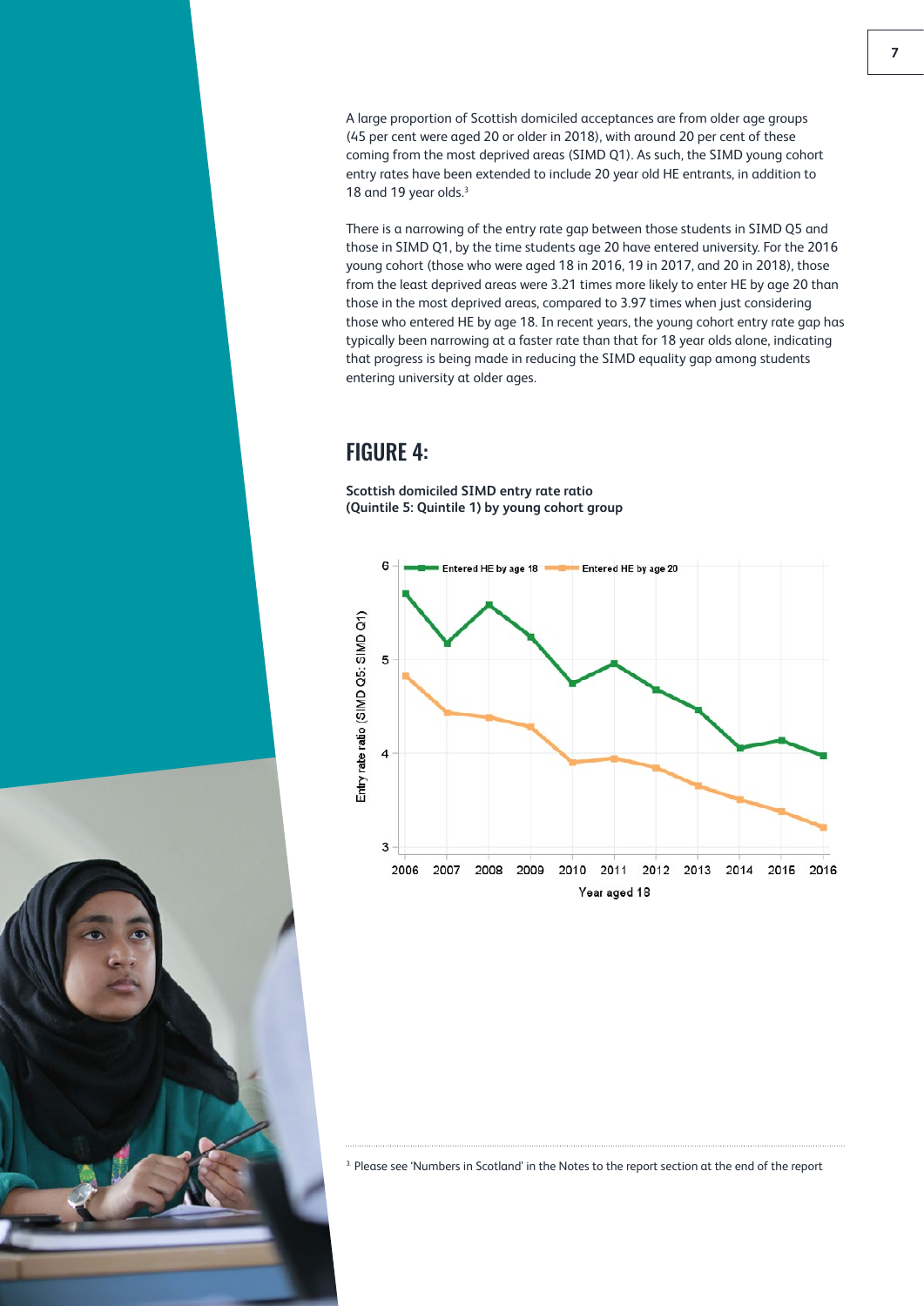A large proportion of Scottish domiciled acceptances are from older age groups (45 per cent were aged 20 or older in 2018), with around 20 per cent of these coming from the most deprived areas (SIMD Q1). As such, the SIMD young cohort entry rates have been extended to include 20 year old HE entrants, in addition to 18 and 19 year olds.[3]

There is a narrowing of the entry rate gap between those students in SIMD Q5 and those in SIMD Q1, by the time students age 20 have entered university. For the 2016 young cohort (those who were aged 18 in 2016, 19 in 2017, and 20 in 2018), those from the least deprived areas were 3.21 times more likely to enter HE by age 20 than those in the most deprived areas, compared to 3.97 times when just considering those who entered HE by age 18. In recent years, the young cohort entry rate gap has typically been narrowing at a faster rate than that for 18 year olds alone, indicating that progress is being made in reducing the SIMD equality gap among students entering university at older ages.

## FIGURE 4:

**Scottish domiciled SIMD entry rate ratio (Quintile 5: Quintile 1) by young cohort group**

[3] Please see 'Numbers in Scotland' in the Notes to the report section at the end of the report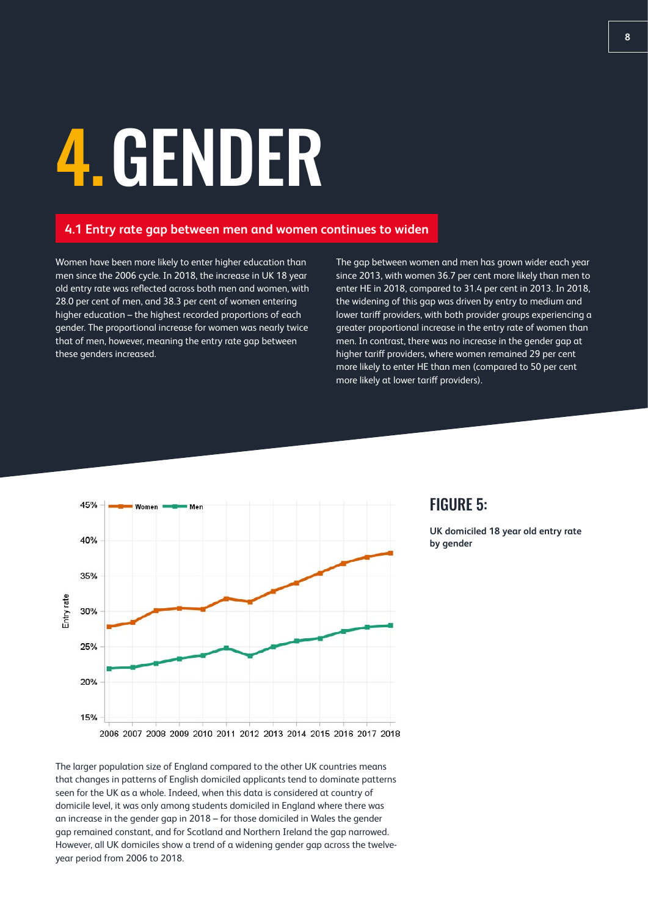# 4. GENDER

## 4.1 Entry rate gap between men and women continues to widen

Women have been more likely to enter higher education than men since the 2006 cycle. In 2018, the increase in UK 18 year old entry rate was reflected across both men and women, with 28.0 per cent of men, and 38.3 per cent of women entering higher education – the highest recorded proportions of each gender. The proportional increase for women was nearly twice that of men, however, meaning the entry rate gap between these genders increased.

The gap between women and men has grown wider each year since 2013, with women 36.7 per cent more likely than men to enter HE in 2018, compared to 31.4 per cent in 2013. In 2018, the widening of this gap was driven by entry to medium and lower tariff providers, with both provider groups experiencing a greater proportional increase in the entry rate of women than men. In contrast, there was no increase in the gender gap at higher tariff providers, where women remained 29 per cent more likely to enter HE than men (compared to 50 per cent more likely at lower tariff providers).

**FIGURE 5:**

**UK domiciled 18 year old entry rate by gender**

The larger population size of England compared to the other UK countries means that changes in patterns of English domiciled applicants tend to dominate patterns seen for the UK as a whole. Indeed, when this data is considered at country of domicile level, it was only among students domiciled in England where there was an increase in the gender gap in 2018 – for those domiciled in Wales the gender gap remained constant, and for Scotland and Northern Ireland the gap narrowed. However, all UK domiciles show a trend of a widening gender gap across the twelve-year period from 2006 to 2018.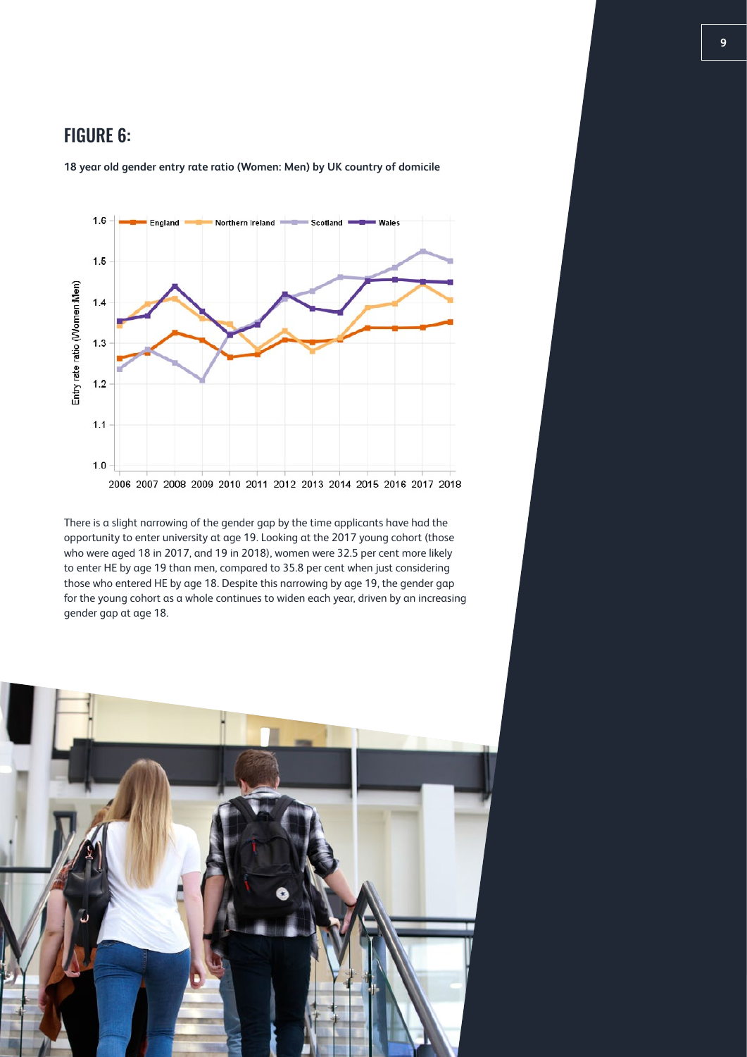## FIGURE 6:

**18 year old gender entry rate ratio (Women: Men) by UK country of domicile**

There is a slight narrowing of the gender gap by the time applicants have had the opportunity to enter university at age 19. Looking at the 2017 young cohort (those who were aged 18 in 2017, and 19 in 2018), women were 32.5 per cent more likely to enter HE by age 19 than men, compared to 35.8 per cent when just considering those who entered HE by age 18. Despite this narrowing by age 19, the gender gap for the young cohort as a whole continues to widen each year, driven by an increasing gender gap at age 18.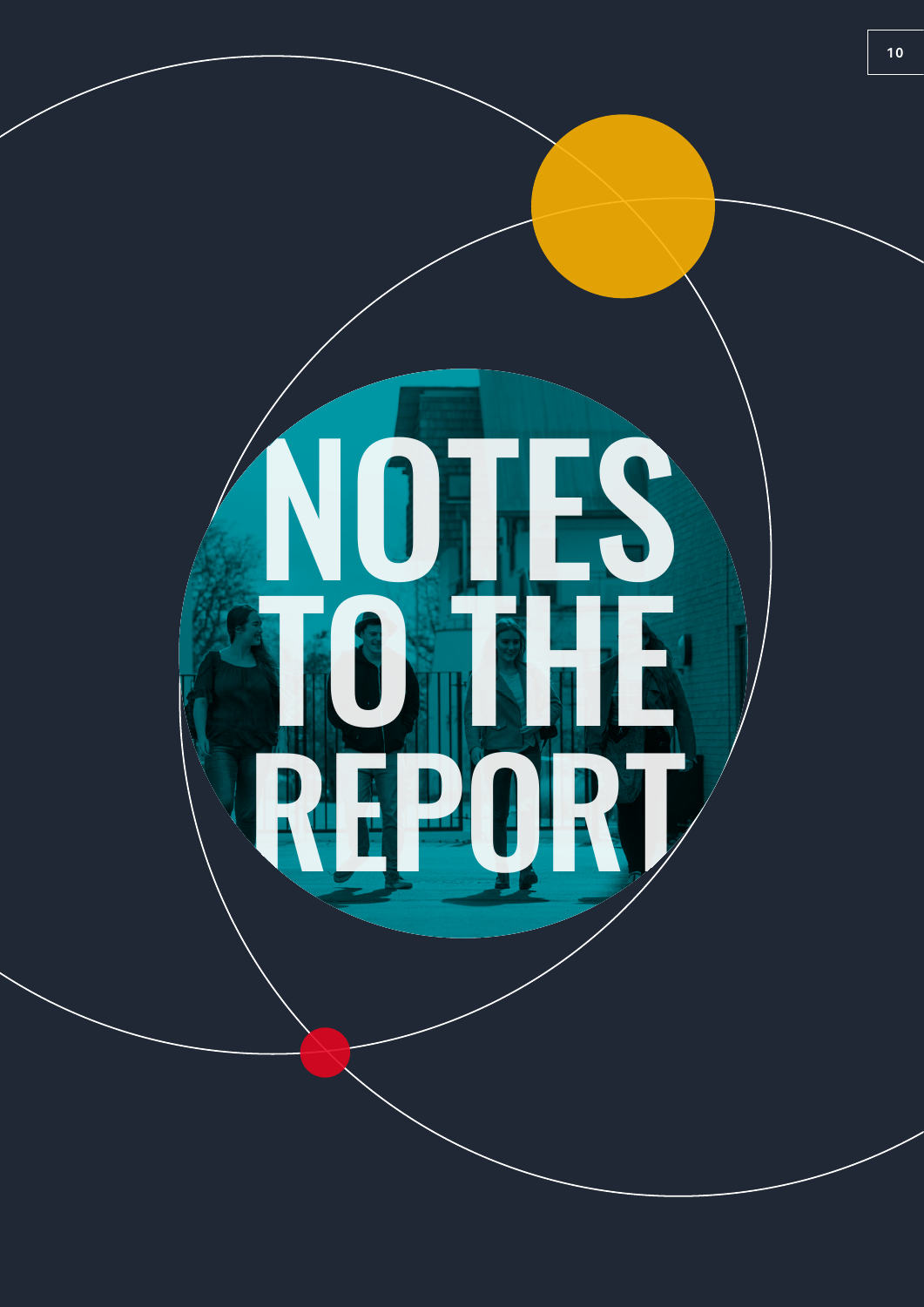# NOTES TO THE REPORT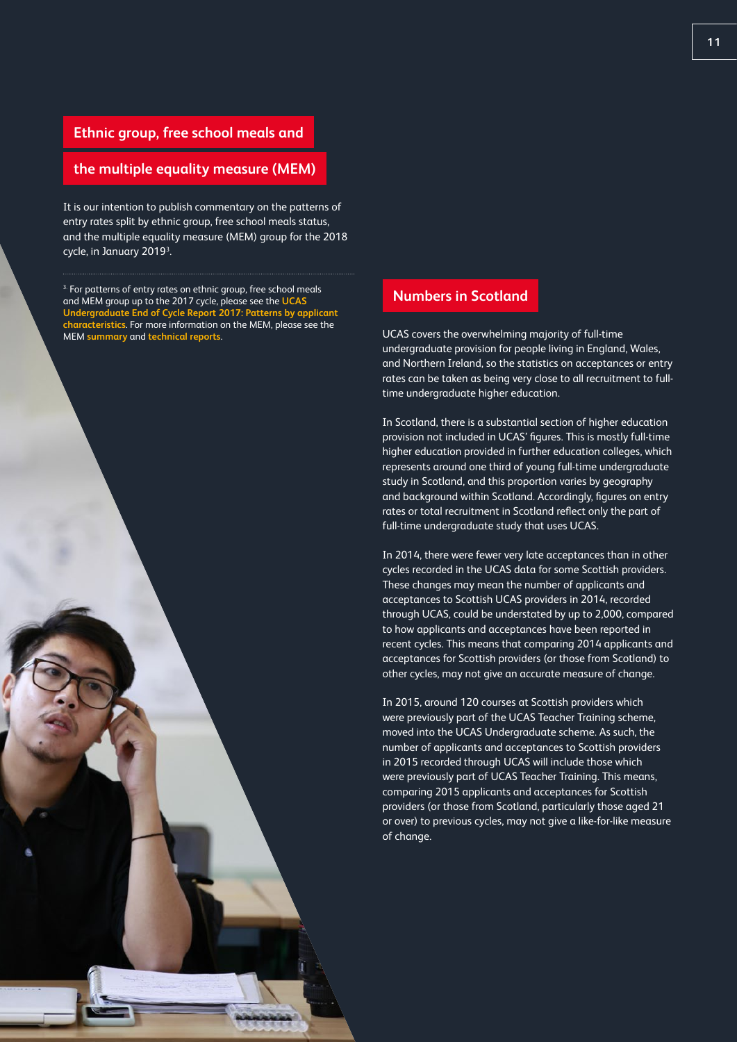## Ethnic group, free school meals and the multiple equality measure (MEM)

It is our intention to publish commentary on the patterns of entry rates split by ethnic group, free school meals status, and the multiple equality measure (MEM) group for the 2018 cycle, in January 2019[3].

[3] For patterns of entry rates on ethnic group, free school meals and MEM group up to the 2017 cycle, please see the **UCAS Undergraduate End of Cycle Report 2017: Patterns by applicant characteristics**. For more information on the MEM, please see the MEM **summary** and **technical reports**.

## Numbers in Scotland

UCAS covers the overwhelming majority of full-time undergraduate provision for people living in England, Wales, and Northern Ireland, so the statistics on acceptances or entry rates can be taken as being very close to all recruitment to full-time undergraduate higher education.

In Scotland, there is a substantial section of higher education provision not included in UCAS' figures. This is mostly full-time higher education provided in further education colleges, which represents around one third of young full-time undergraduate study in Scotland, and this proportion varies by geography and background within Scotland. Accordingly, figures on entry rates or total recruitment in Scotland reflect only the part of full-time undergraduate study that uses UCAS.

In 2014, there were fewer very late acceptances than in other cycles recorded in the UCAS data for some Scottish providers. These changes may mean the number of applicants and acceptances to Scottish UCAS providers in 2014, recorded through UCAS, could be understated by up to 2,000, compared to how applicants and acceptances have been reported in recent cycles. This means that comparing 2014 applicants and acceptances for Scottish providers (or those from Scotland) to other cycles, may not give an accurate measure of change.

In 2015, around 120 courses at Scottish providers which were previously part of the UCAS Teacher Training scheme, moved into the UCAS Undergraduate scheme. As such, the number of applicants and acceptances to Scottish providers in 2015 recorded through UCAS will include those which were previously part of UCAS Teacher Training. This means, comparing 2015 applicants and acceptances for Scottish providers (or those from Scotland, particularly those aged 21 or over) to previous cycles, may not give a like-for-like measure of change.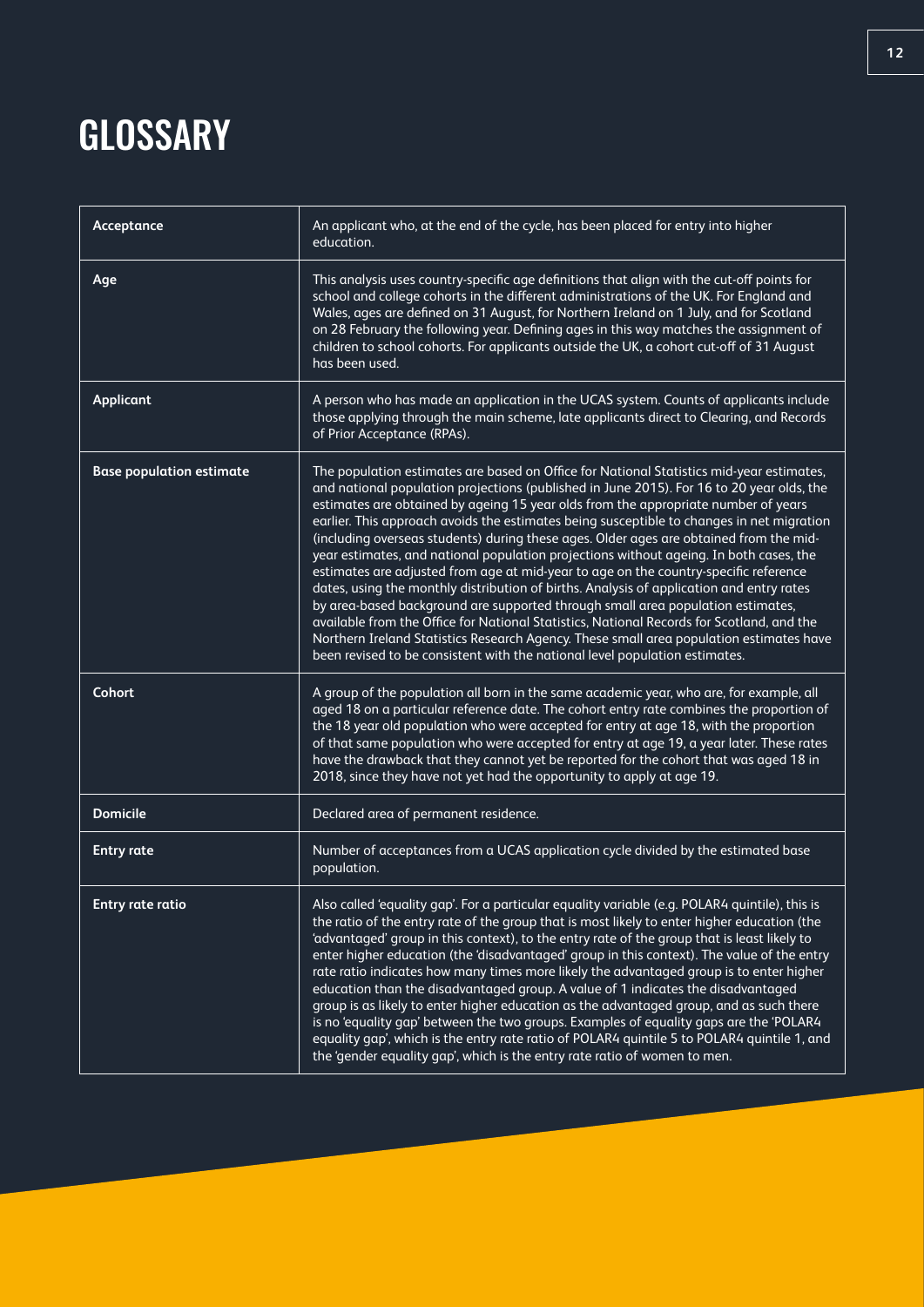# GLOSSARY

| Term | Definition |
|---|---|
| **Acceptance** | An applicant who, at the end of the cycle, has been placed for entry into higher education. |
| **Age** | This analysis uses country-specific age definitions that align with the cut-off points for school and college cohorts in the different administrations of the UK. For England and Wales, ages are defined on 31 August, for Northern Ireland on 1 July, and for Scotland on 28 February the following year. Defining ages in this way matches the assignment of children to school cohorts. For applicants outside the UK, a cohort cut-off of 31 August has been used. |
| **Applicant** | A person who has made an application in the UCAS system. Counts of applicants include those applying through the main scheme, late applicants direct to Clearing, and Records of Prior Acceptance (RPAs). |
| **Base population estimate** | The population estimates are based on Office for National Statistics mid-year estimates, and national population projections (published in June 2015). For 16 to 20 year olds, the estimates are obtained by ageing 15 year olds from the appropriate number of years earlier. This approach avoids the estimates being susceptible to changes in net migration (including overseas students) during these ages. Older ages are obtained from the mid-year estimates, and national population projections without ageing. In both cases, the estimates are adjusted from age at mid-year to age on the country-specific reference dates, using the monthly distribution of births. Analysis of application and entry rates by area-based background are supported through small area population estimates, available from the Office for National Statistics, National Records for Scotland, and the Northern Ireland Statistics Research Agency. These small area population estimates have been revised to be consistent with the national level population estimates. |
| **Cohort** | A group of the population all born in the same academic year, who are, for example, all aged 18 on a particular reference date. The cohort entry rate combines the proportion of the 18 year old population who were accepted for entry at age 18, with the proportion of that same population who were accepted for entry at age 19, a year later. These rates have the drawback that they cannot yet be reported for the cohort that was aged 18 in 2018, since they have not yet had the opportunity to apply at age 19. |
| **Domicile** | Declared area of permanent residence. |
| **Entry rate** | Number of acceptances from a UCAS application cycle divided by the estimated base population. |
| **Entry rate ratio** | Also called 'equality gap'. For a particular equality variable (e.g. POLAR4 quintile), this is the ratio of the entry rate of the group that is most likely to enter higher education (the 'advantaged' group in this context), to the entry rate of the group that is least likely to enter higher education (the 'disadvantaged' group in this context). The value of the entry rate ratio indicates how many times more likely the advantaged group is to enter higher education than the disadvantaged group. A value of 1 indicates the disadvantaged group is as likely to enter higher education as the advantaged group, and as such there is no 'equality gap' between the two groups. Examples of equality gaps are the 'POLAR4 equality gap', which is the entry rate ratio of POLAR4 quintile 5 to POLAR4 quintile 1, and the 'gender equality gap', which is the entry rate ratio of women to men. |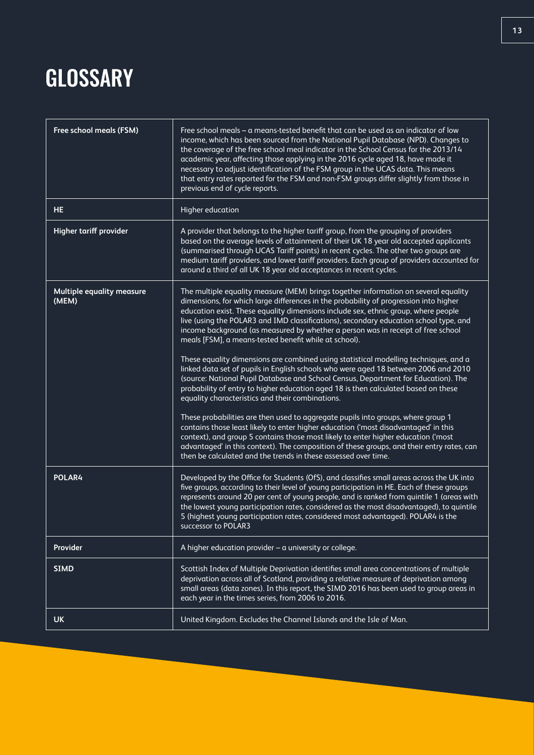# GLOSSARY

| | |
|---|---|
| **Free school meals (FSM)** | Free school meals – a means-tested benefit that can be used as an indicator of low income, which has been sourced from the National Pupil Database (NPD). Changes to the coverage of the free school meal indicator in the School Census for the 2013/14 academic year, affecting those applying in the 2016 cycle aged 18, have made it necessary to adjust identification of the FSM group in the UCAS data. This means that entry rates reported for the FSM and non-FSM groups differ slightly from those in previous end of cycle reports. |
| **HE** | Higher education |
| **Higher tariff provider** | A provider that belongs to the higher tariff group, from the grouping of providers based on the average levels of attainment of their UK 18 year old accepted applicants (summarised through UCAS Tariff points) in recent cycles. The other two groups are medium tariff providers, and lower tariff providers. Each group of providers accounted for around a third of all UK 18 year old acceptances in recent cycles. |
| **Multiple equality measure (MEM)** | The multiple equality measure (MEM) brings together information on several equality dimensions, for which large differences in the probability of progression into higher education exist. These equality dimensions include sex, ethnic group, where people live (using the POLAR3 and IMD classifications), secondary education school type, and income background (as measured by whether a person was in receipt of free school meals [FSM], a means-tested benefit while at school).<br><br>These equality dimensions are combined using statistical modelling techniques, and a linked data set of pupils in English schools who were aged 18 between 2006 and 2010 (source: National Pupil Database and School Census, Department for Education). The probability of entry to higher education aged 18 is then calculated based on these equality characteristics and their combinations.<br><br>These probabilities are then used to aggregate pupils into groups, where group 1 contains those least likely to enter higher education ('most disadvantaged' in this context), and group 5 contains those most likely to enter higher education ('most advantaged' in this context). The composition of these groups, and their entry rates, can then be calculated and the trends in these assessed over time. |
| **POLAR4** | Developed by the Office for Students (OfS), and classifies small areas across the UK into five groups, according to their level of young participation in HE. Each of these groups represents around 20 per cent of young people, and is ranked from quintile 1 (areas with the lowest young participation rates, considered as the most disadvantaged), to quintile 5 (highest young participation rates, considered most advantaged). POLAR4 is the successor to POLAR3 |
| **Provider** | A higher education provider – a university or college. |
| **SIMD** | Scottish Index of Multiple Deprivation identifies small area concentrations of multiple deprivation across all of Scotland, providing a relative measure of deprivation among small areas (data zones). In this report, the SIMD 2016 has been used to group areas in each year in the times series, from 2006 to 2016. |
| **UK** | United Kingdom. Excludes the Channel Islands and the Isle of Man. |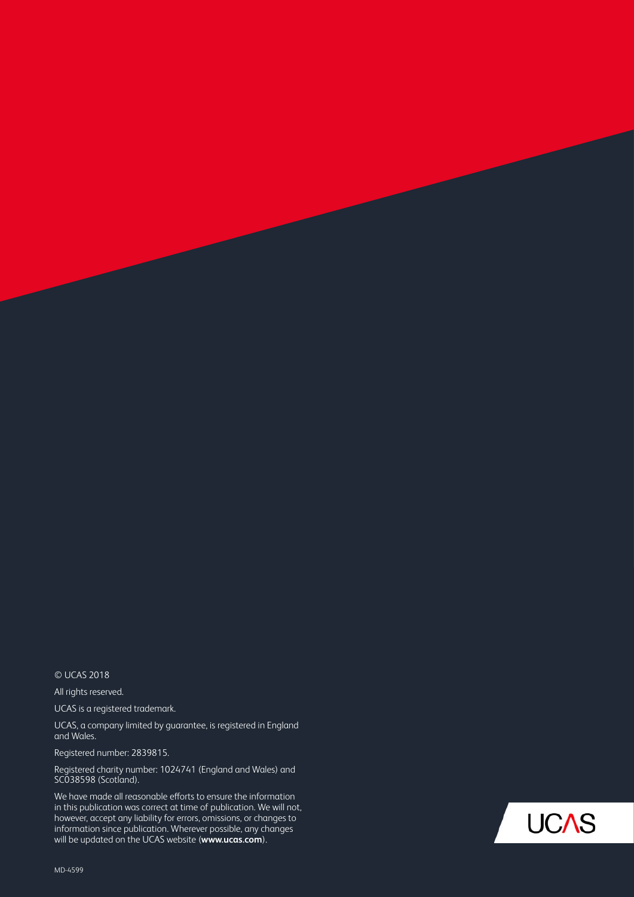© UCAS 2018

All rights reserved.

UCAS is a registered trademark.

UCAS, a company limited by guarantee, is registered in England and Wales.

Registered number: 2839815.

Registered charity number: 1024741 (England and Wales) and SC038598 (Scotland).

We have made all reasonable efforts to ensure the information in this publication was correct at time of publication. We will not, however, accept any liability for errors, omissions, or changes to information since publication. Wherever possible, any changes will be updated on the UCAS website (**www.ucas.com**).

UCAS

MD-4599